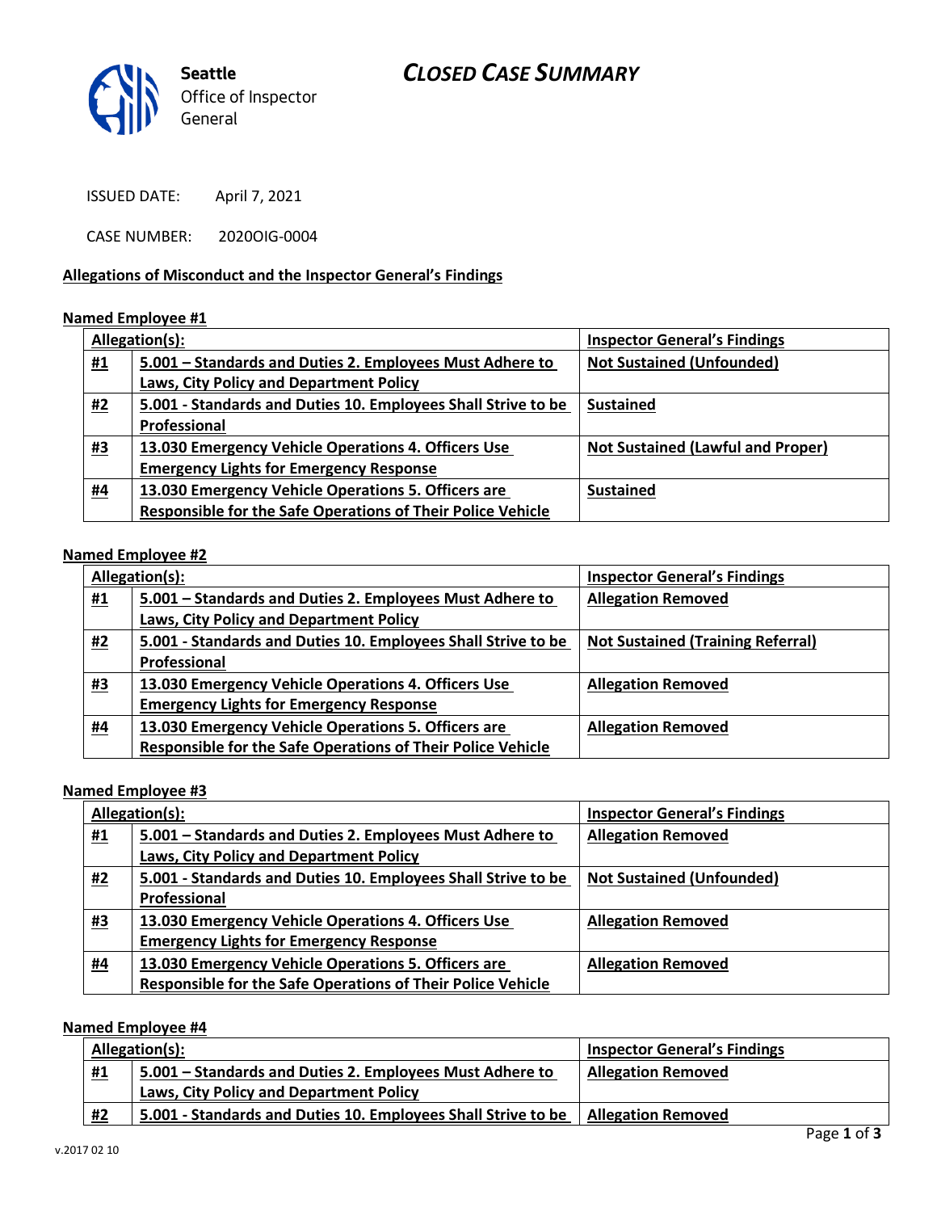Seattle Office of Inspector General

# CLOSED CASE SUMMARY

ISSUED DATE: April 7, 2021

CASE NUMBER: 2020OIG-0004

**Allegations of Misconduct and the Inspector General's Findings**

**Named Employee #1**

| | Allegation(s): | Inspector General's Findings |
|---|---|---|
| #1 | 5.001 – Standards and Duties 2. Employees Must Adhere to Laws, City Policy and Department Policy | Not Sustained (Unfounded) |
| #2 | 5.001 - Standards and Duties 10. Employees Shall Strive to be Professional | Sustained |
| #3 | 13.030 Emergency Vehicle Operations 4. Officers Use Emergency Lights for Emergency Response | Not Sustained (Lawful and Proper) |
| #4 | 13.030 Emergency Vehicle Operations 5. Officers are Responsible for the Safe Operations of Their Police Vehicle | Sustained |

**Named Employee #2**

| | Allegation(s): | Inspector General's Findings |
|---|---|---|
| #1 | 5.001 – Standards and Duties 2. Employees Must Adhere to Laws, City Policy and Department Policy | Allegation Removed |
| #2 | 5.001 - Standards and Duties 10. Employees Shall Strive to be Professional | Not Sustained (Training Referral) |
| #3 | 13.030 Emergency Vehicle Operations 4. Officers Use Emergency Lights for Emergency Response | Allegation Removed |
| #4 | 13.030 Emergency Vehicle Operations 5. Officers are Responsible for the Safe Operations of Their Police Vehicle | Allegation Removed |

**Named Employee #3**

| | Allegation(s): | Inspector General's Findings |
|---|---|---|
| #1 | 5.001 – Standards and Duties 2. Employees Must Adhere to Laws, City Policy and Department Policy | Allegation Removed |
| #2 | 5.001 - Standards and Duties 10. Employees Shall Strive to be Professional | Not Sustained (Unfounded) |
| #3 | 13.030 Emergency Vehicle Operations 4. Officers Use Emergency Lights for Emergency Response | Allegation Removed |
| #4 | 13.030 Emergency Vehicle Operations 5. Officers are Responsible for the Safe Operations of Their Police Vehicle | Allegation Removed |

**Named Employee #4**

| | Allegation(s): | Inspector General's Findings |
|---|---|---|
| #1 | 5.001 – Standards and Duties 2. Employees Must Adhere to Laws, City Policy and Department Policy | Allegation Removed |
| #2 | 5.001 - Standards and Duties 10. Employees Shall Strive to be | Allegation Removed |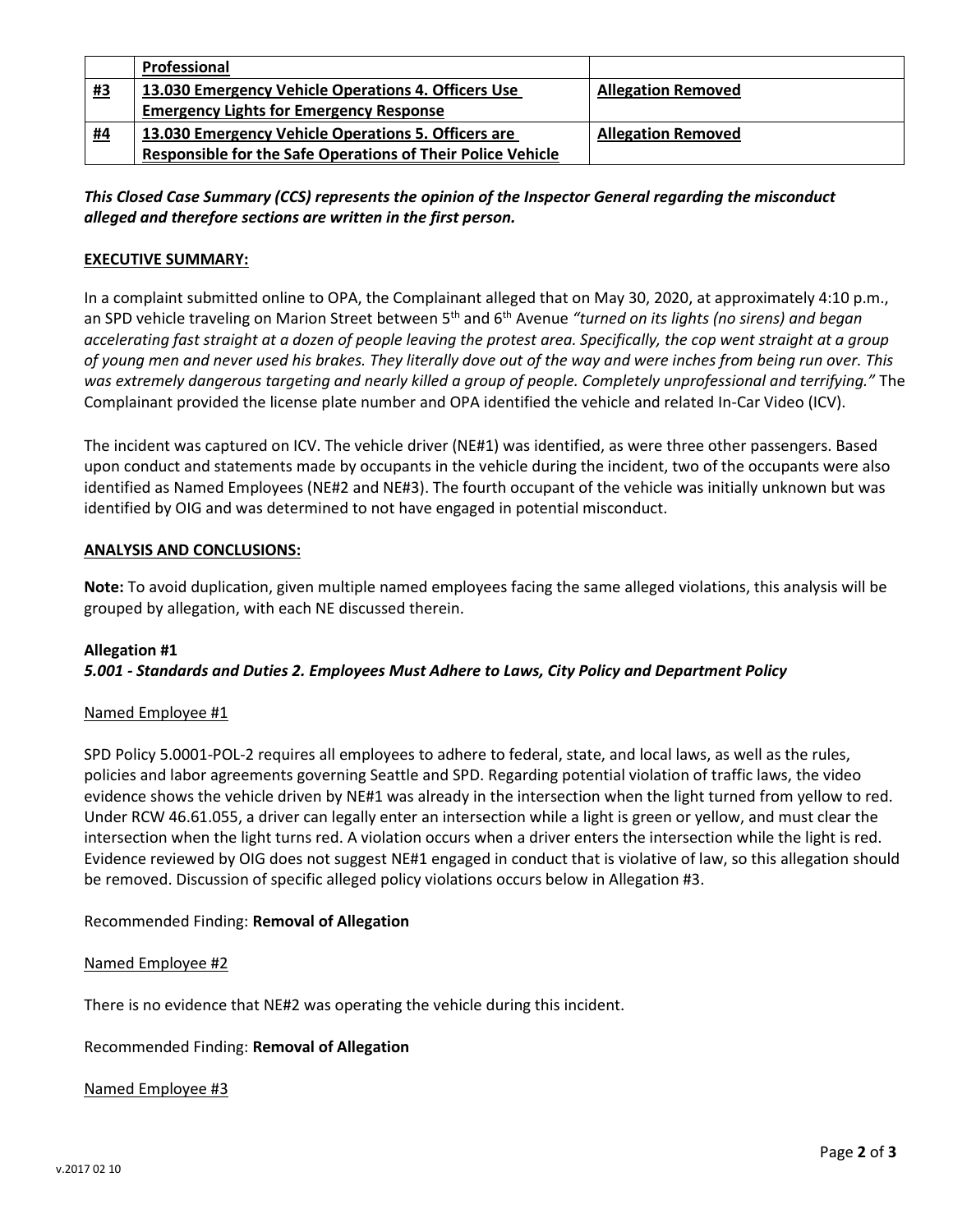|  | **Professional** |  |
| --- | --- | --- |
| **#3** | **13.030 Emergency Vehicle Operations 4. Officers Use Emergency Lights for Emergency Response** | **Allegation Removed** |
| **#4** | **13.030 Emergency Vehicle Operations 5. Officers are Responsible for the Safe Operations of Their Police Vehicle** | **Allegation Removed** |

***This Closed Case Summary (CCS) represents the opinion of the Inspector General regarding the misconduct alleged and therefore sections are written in the first person.***

**EXECUTIVE SUMMARY:**

In a complaint submitted online to OPA, the Complainant alleged that on May 30, 2020, at approximately 4:10 p.m., an SPD vehicle traveling on Marion Street between 5th and 6th Avenue *"turned on its lights (no sirens) and began accelerating fast straight at a dozen of people leaving the protest area. Specifically, the cop went straight at a group of young men and never used his brakes. They literally dove out of the way and were inches from being run over. This was extremely dangerous targeting and nearly killed a group of people. Completely unprofessional and terrifying."* The Complainant provided the license plate number and OPA identified the vehicle and related In-Car Video (ICV).

The incident was captured on ICV. The vehicle driver (NE#1) was identified, as were three other passengers. Based upon conduct and statements made by occupants in the vehicle during the incident, two of the occupants were also identified as Named Employees (NE#2 and NE#3). The fourth occupant of the vehicle was initially unknown but was identified by OIG and was determined to not have engaged in potential misconduct.

**ANALYSIS AND CONCLUSIONS:**

**Note:** To avoid duplication, given multiple named employees facing the same alleged violations, this analysis will be grouped by allegation, with each NE discussed therein.

**Allegation #1**
***5.001 - Standards and Duties 2. Employees Must Adhere to Laws, City Policy and Department Policy***

Named Employee #1

SPD Policy 5.0001-POL-2 requires all employees to adhere to federal, state, and local laws, as well as the rules, policies and labor agreements governing Seattle and SPD. Regarding potential violation of traffic laws, the video evidence shows the vehicle driven by NE#1 was already in the intersection when the light turned from yellow to red. Under RCW 46.61.055, a driver can legally enter an intersection while a light is green or yellow, and must clear the intersection when the light turns red. A violation occurs when a driver enters the intersection while the light is red. Evidence reviewed by OIG does not suggest NE#1 engaged in conduct that is violative of law, so this allegation should be removed. Discussion of specific alleged policy violations occurs below in Allegation #3.

Recommended Finding: **Removal of Allegation**

Named Employee #2

There is no evidence that NE#2 was operating the vehicle during this incident.

Recommended Finding: **Removal of Allegation**

Named Employee #3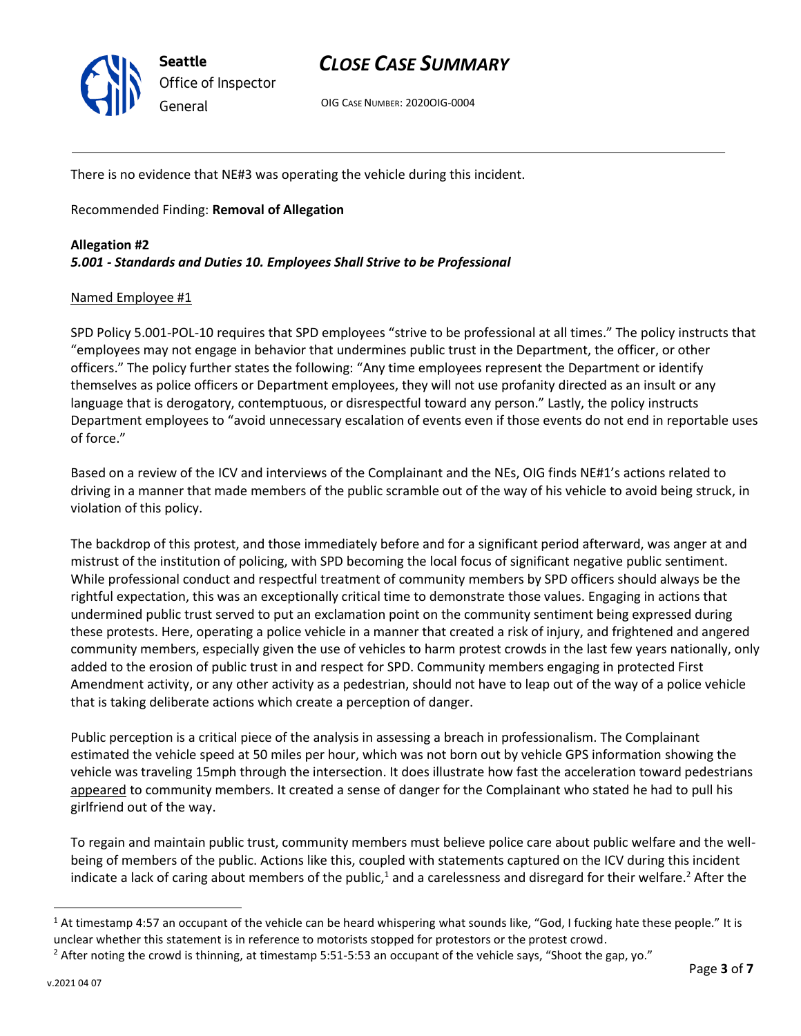There is no evidence that NE#3 was operating the vehicle during this incident.

Recommended Finding: **Removal of Allegation**

**Allegation #2**
***5.001 - Standards and Duties 10. Employees Shall Strive to be Professional***

Named Employee #1

SPD Policy 5.001-POL-10 requires that SPD employees "strive to be professional at all times." The policy instructs that "employees may not engage in behavior that undermines public trust in the Department, the officer, or other officers." The policy further states the following: "Any time employees represent the Department or identify themselves as police officers or Department employees, they will not use profanity directed as an insult or any language that is derogatory, contemptuous, or disrespectful toward any person." Lastly, the policy instructs Department employees to "avoid unnecessary escalation of events even if those events do not end in reportable uses of force."

Based on a review of the ICV and interviews of the Complainant and the NEs, OIG finds NE#1's actions related to driving in a manner that made members of the public scramble out of the way of his vehicle to avoid being struck, in violation of this policy.

The backdrop of this protest, and those immediately before and for a significant period afterward, was anger at and mistrust of the institution of policing, with SPD becoming the local focus of significant negative public sentiment. While professional conduct and respectful treatment of community members by SPD officers should always be the rightful expectation, this was an exceptionally critical time to demonstrate those values. Engaging in actions that undermined public trust served to put an exclamation point on the community sentiment being expressed during these protests. Here, operating a police vehicle in a manner that created a risk of injury, and frightened and angered community members, especially given the use of vehicles to harm protest crowds in the last few years nationally, only added to the erosion of public trust in and respect for SPD. Community members engaging in protected First Amendment activity, or any other activity as a pedestrian, should not have to leap out of the way of a police vehicle that is taking deliberate actions which create a perception of danger.

Public perception is a critical piece of the analysis in assessing a breach in professionalism. The Complainant estimated the vehicle speed at 50 miles per hour, which was not born out by vehicle GPS information showing the vehicle was traveling 15mph through the intersection. It does illustrate how fast the acceleration toward pedestrians <u>appeared</u> to community members. It created a sense of danger for the Complainant who stated he had to pull his girlfriend out of the way.

To regain and maintain public trust, community members must believe police care about public welfare and the well-being of members of the public. Actions like this, coupled with statements captured on the ICV during this incident indicate a lack of caring about members of the public,[1] and a carelessness and disregard for their welfare.[2] After the

[1] At timestamp 4:57 an occupant of the vehicle can be heard whispering what sounds like, "God, I fucking hate these people." It is unclear whether this statement is in reference to motorists stopped for protestors or the protest crowd.

[2] After noting the crowd is thinning, at timestamp 5:51-5:53 an occupant of the vehicle says, "Shoot the gap, yo."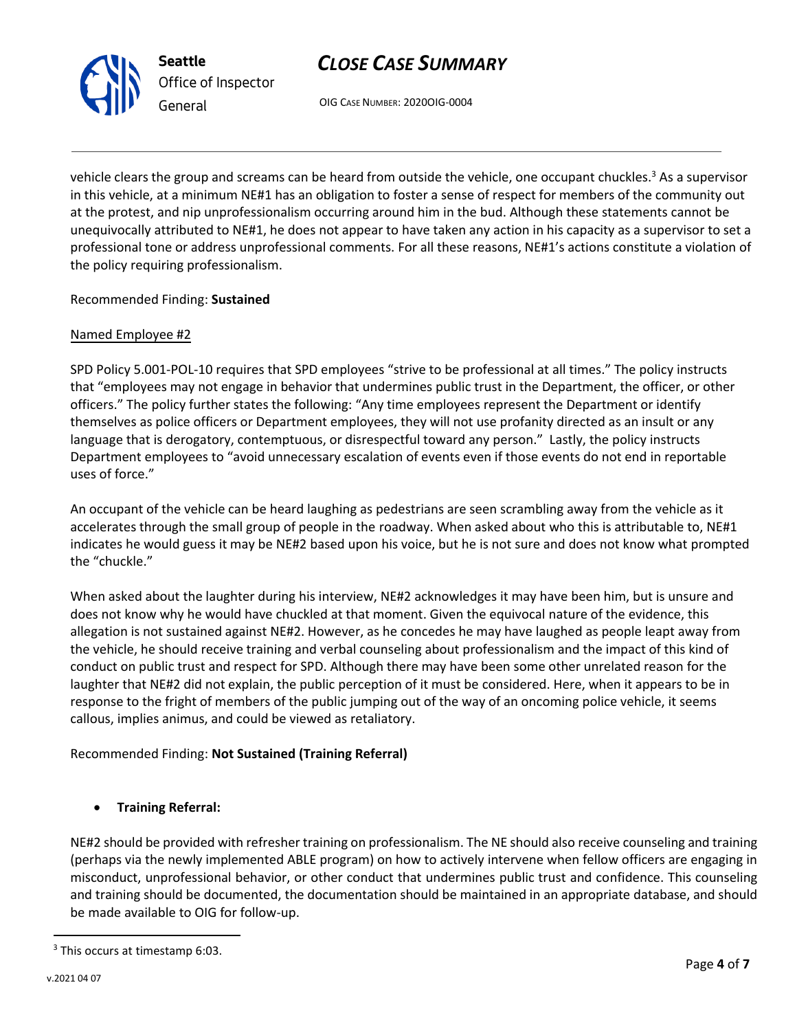vehicle clears the group and screams can be heard from outside the vehicle, one occupant chuckles.[3] As a supervisor in this vehicle, at a minimum NE#1 has an obligation to foster a sense of respect for members of the community out at the protest, and nip unprofessionalism occurring around him in the bud. Although these statements cannot be unequivocally attributed to NE#1, he does not appear to have taken any action in his capacity as a supervisor to set a professional tone or address unprofessional comments. For all these reasons, NE#1's actions constitute a violation of the policy requiring professionalism.

Recommended Finding: **Sustained**

Named Employee #2

SPD Policy 5.001-POL-10 requires that SPD employees "strive to be professional at all times." The policy instructs that "employees may not engage in behavior that undermines public trust in the Department, the officer, or other officers." The policy further states the following: "Any time employees represent the Department or identify themselves as police officers or Department employees, they will not use profanity directed as an insult or any language that is derogatory, contemptuous, or disrespectful toward any person." Lastly, the policy instructs Department employees to "avoid unnecessary escalation of events even if those events do not end in reportable uses of force."

An occupant of the vehicle can be heard laughing as pedestrians are seen scrambling away from the vehicle as it accelerates through the small group of people in the roadway. When asked about who this is attributable to, NE#1 indicates he would guess it may be NE#2 based upon his voice, but he is not sure and does not know what prompted the "chuckle."

When asked about the laughter during his interview, NE#2 acknowledges it may have been him, but is unsure and does not know why he would have chuckled at that moment. Given the equivocal nature of the evidence, this allegation is not sustained against NE#2. However, as he concedes he may have laughed as people leapt away from the vehicle, he should receive training and verbal counseling about professionalism and the impact of this kind of conduct on public trust and respect for SPD. Although there may have been some other unrelated reason for the laughter that NE#2 did not explain, the public perception of it must be considered. Here, when it appears to be in response to the fright of members of the public jumping out of the way of an oncoming police vehicle, it seems callous, implies animus, and could be viewed as retaliatory.

Recommended Finding: **Not Sustained (Training Referral)**

- **Training Referral:**

NE#2 should be provided with refresher training on professionalism. The NE should also receive counseling and training (perhaps via the newly implemented ABLE program) on how to actively intervene when fellow officers are engaging in misconduct, unprofessional behavior, or other conduct that undermines public trust and confidence. This counseling and training should be documented, the documentation should be maintained in an appropriate database, and should be made available to OIG for follow-up.

[3] This occurs at timestamp 6:03.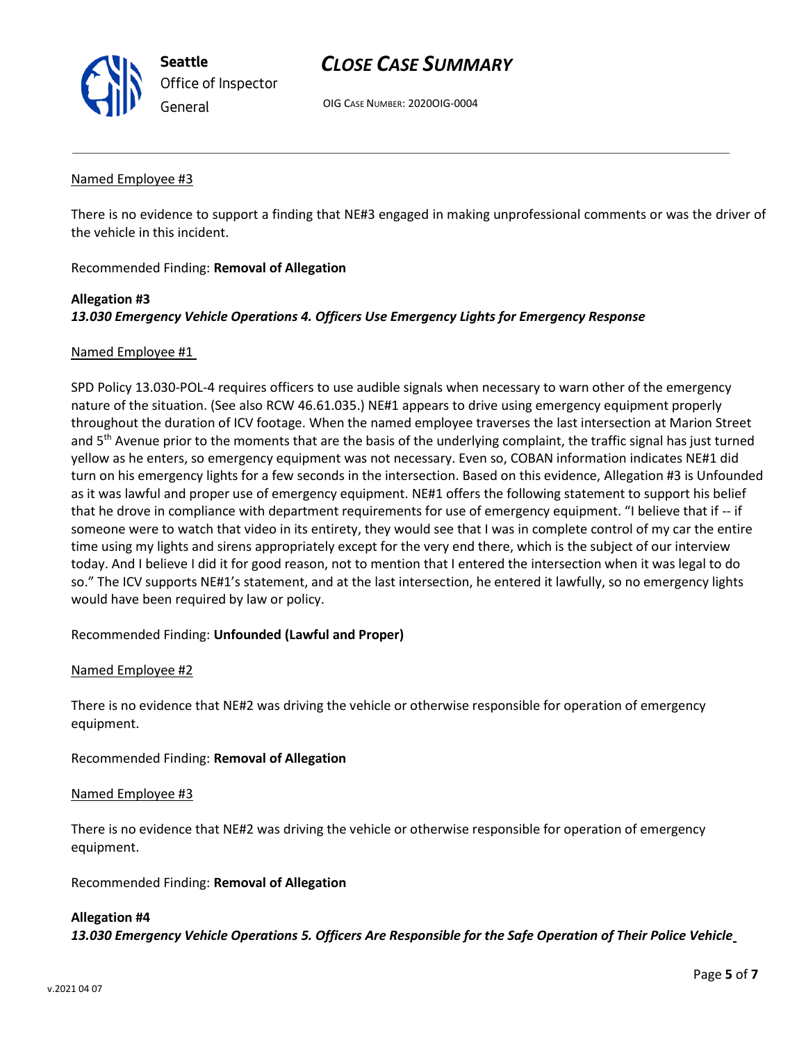Named Employee #3

There is no evidence to support a finding that NE#3 engaged in making unprofessional comments or was the driver of the vehicle in this incident.

Recommended Finding: **Removal of Allegation**

**Allegation #3**
***13.030 Emergency Vehicle Operations 4. Officers Use Emergency Lights for Emergency Response***

Named Employee #1

SPD Policy 13.030-POL-4 requires officers to use audible signals when necessary to warn other of the emergency nature of the situation. (See also RCW 46.61.035.) NE#1 appears to drive using emergency equipment properly throughout the duration of ICV footage. When the named employee traverses the last intersection at Marion Street and 5th Avenue prior to the moments that are the basis of the underlying complaint, the traffic signal has just turned yellow as he enters, so emergency equipment was not necessary. Even so, COBAN information indicates NE#1 did turn on his emergency lights for a few seconds in the intersection. Based on this evidence, Allegation #3 is Unfounded as it was lawful and proper use of emergency equipment. NE#1 offers the following statement to support his belief that he drove in compliance with department requirements for use of emergency equipment. "I believe that if -- if someone were to watch that video in its entirety, they would see that I was in complete control of my car the entire time using my lights and sirens appropriately except for the very end there, which is the subject of our interview today. And I believe I did it for good reason, not to mention that I entered the intersection when it was legal to do so." The ICV supports NE#1's statement, and at the last intersection, he entered it lawfully, so no emergency lights would have been required by law or policy.

Recommended Finding: **Unfounded (Lawful and Proper)**

Named Employee #2

There is no evidence that NE#2 was driving the vehicle or otherwise responsible for operation of emergency equipment.

Recommended Finding: **Removal of Allegation**

Named Employee #3

There is no evidence that NE#2 was driving the vehicle or otherwise responsible for operation of emergency equipment.

Recommended Finding: **Removal of Allegation**

**Allegation #4**
***13.030 Emergency Vehicle Operations 5. Officers Are Responsible for the Safe Operation of Their Police Vehicle***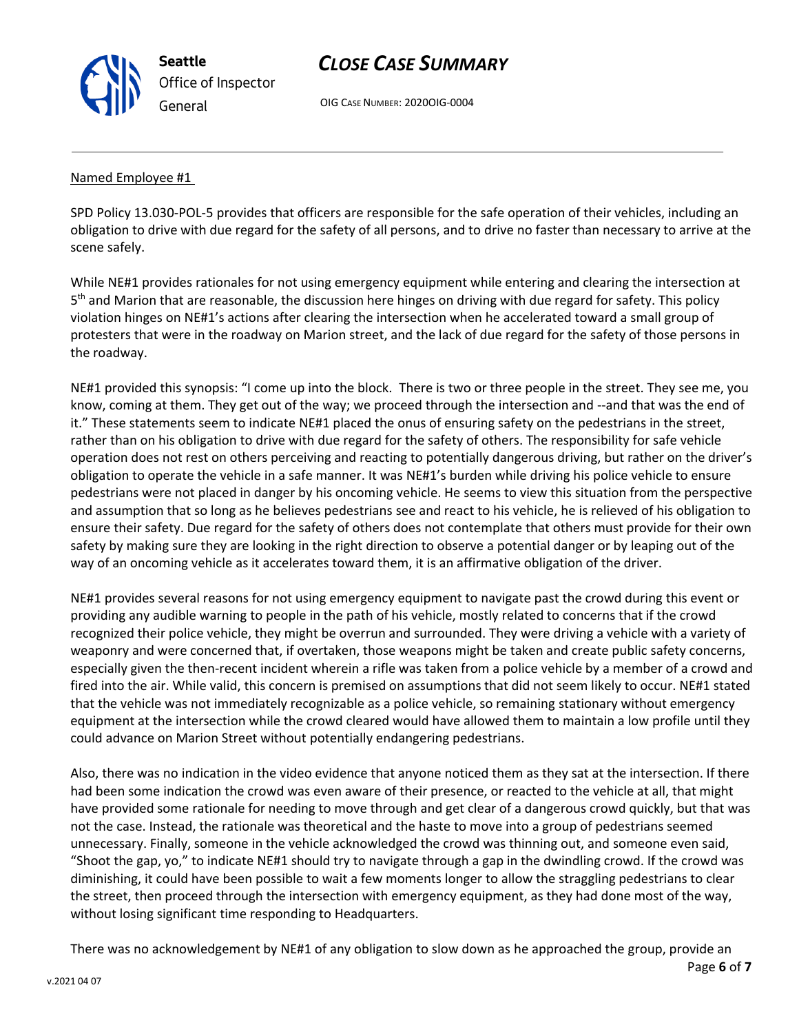Named Employee #1

SPD Policy 13.030-POL-5 provides that officers are responsible for the safe operation of their vehicles, including an obligation to drive with due regard for the safety of all persons, and to drive no faster than necessary to arrive at the scene safely.

While NE#1 provides rationales for not using emergency equipment while entering and clearing the intersection at 5th and Marion that are reasonable, the discussion here hinges on driving with due regard for safety. This policy violation hinges on NE#1's actions after clearing the intersection when he accelerated toward a small group of protesters that were in the roadway on Marion street, and the lack of due regard for the safety of those persons in the roadway.

NE#1 provided this synopsis: "I come up into the block. There is two or three people in the street. They see me, you know, coming at them. They get out of the way; we proceed through the intersection and --and that was the end of it." These statements seem to indicate NE#1 placed the onus of ensuring safety on the pedestrians in the street, rather than on his obligation to drive with due regard for the safety of others. The responsibility for safe vehicle operation does not rest on others perceiving and reacting to potentially dangerous driving, but rather on the driver's obligation to operate the vehicle in a safe manner. It was NE#1's burden while driving his police vehicle to ensure pedestrians were not placed in danger by his oncoming vehicle. He seems to view this situation from the perspective and assumption that so long as he believes pedestrians see and react to his vehicle, he is relieved of his obligation to ensure their safety. Due regard for the safety of others does not contemplate that others must provide for their own safety by making sure they are looking in the right direction to observe a potential danger or by leaping out of the way of an oncoming vehicle as it accelerates toward them, it is an affirmative obligation of the driver.

NE#1 provides several reasons for not using emergency equipment to navigate past the crowd during this event or providing any audible warning to people in the path of his vehicle, mostly related to concerns that if the crowd recognized their police vehicle, they might be overrun and surrounded. They were driving a vehicle with a variety of weaponry and were concerned that, if overtaken, those weapons might be taken and create public safety concerns, especially given the then-recent incident wherein a rifle was taken from a police vehicle by a member of a crowd and fired into the air. While valid, this concern is premised on assumptions that did not seem likely to occur. NE#1 stated that the vehicle was not immediately recognizable as a police vehicle, so remaining stationary without emergency equipment at the intersection while the crowd cleared would have allowed them to maintain a low profile until they could advance on Marion Street without potentially endangering pedestrians.

Also, there was no indication in the video evidence that anyone noticed them as they sat at the intersection. If there had been some indication the crowd was even aware of their presence, or reacted to the vehicle at all, that might have provided some rationale for needing to move through and get clear of a dangerous crowd quickly, but that was not the case. Instead, the rationale was theoretical and the haste to move into a group of pedestrians seemed unnecessary. Finally, someone in the vehicle acknowledged the crowd was thinning out, and someone even said, "Shoot the gap, yo," to indicate NE#1 should try to navigate through a gap in the dwindling crowd. If the crowd was diminishing, it could have been possible to wait a few moments longer to allow the straggling pedestrians to clear the street, then proceed through the intersection with emergency equipment, as they had done most of the way, without losing significant time responding to Headquarters.

There was no acknowledgement by NE#1 of any obligation to slow down as he approached the group, provide an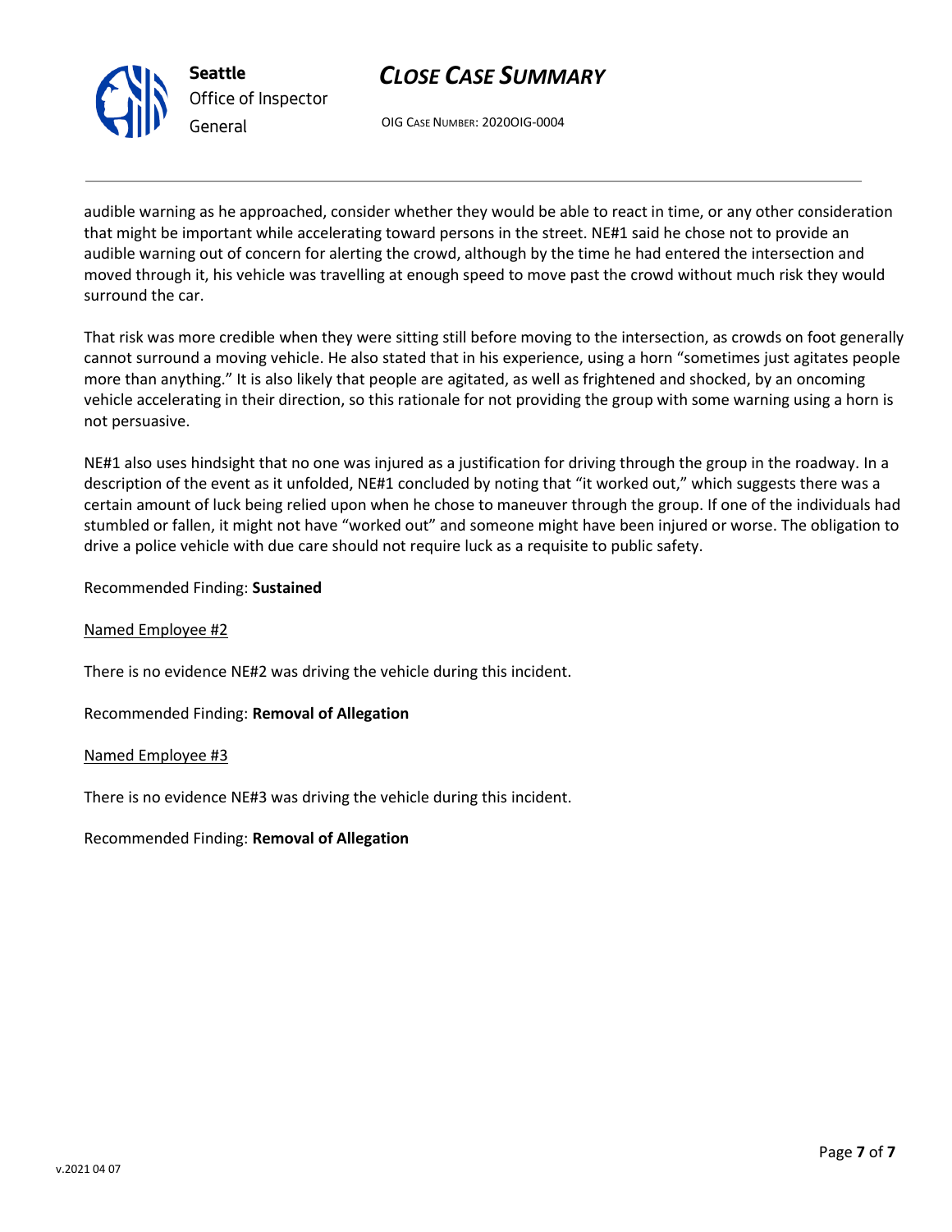audible warning as he approached, consider whether they would be able to react in time, or any other consideration that might be important while accelerating toward persons in the street. NE#1 said he chose not to provide an audible warning out of concern for alerting the crowd, although by the time he had entered the intersection and moved through it, his vehicle was travelling at enough speed to move past the crowd without much risk they would surround the car.

That risk was more credible when they were sitting still before moving to the intersection, as crowds on foot generally cannot surround a moving vehicle. He also stated that in his experience, using a horn "sometimes just agitates people more than anything." It is also likely that people are agitated, as well as frightened and shocked, by an oncoming vehicle accelerating in their direction, so this rationale for not providing the group with some warning using a horn is not persuasive.

NE#1 also uses hindsight that no one was injured as a justification for driving through the group in the roadway. In a description of the event as it unfolded, NE#1 concluded by noting that "it worked out," which suggests there was a certain amount of luck being relied upon when he chose to maneuver through the group. If one of the individuals had stumbled or fallen, it might not have "worked out" and someone might have been injured or worse. The obligation to drive a police vehicle with due care should not require luck as a requisite to public safety.

Recommended Finding: **Sustained**

Named Employee #2

There is no evidence NE#2 was driving the vehicle during this incident.

Recommended Finding: **Removal of Allegation**

Named Employee #3

There is no evidence NE#3 was driving the vehicle during this incident.

Recommended Finding: **Removal of Allegation**